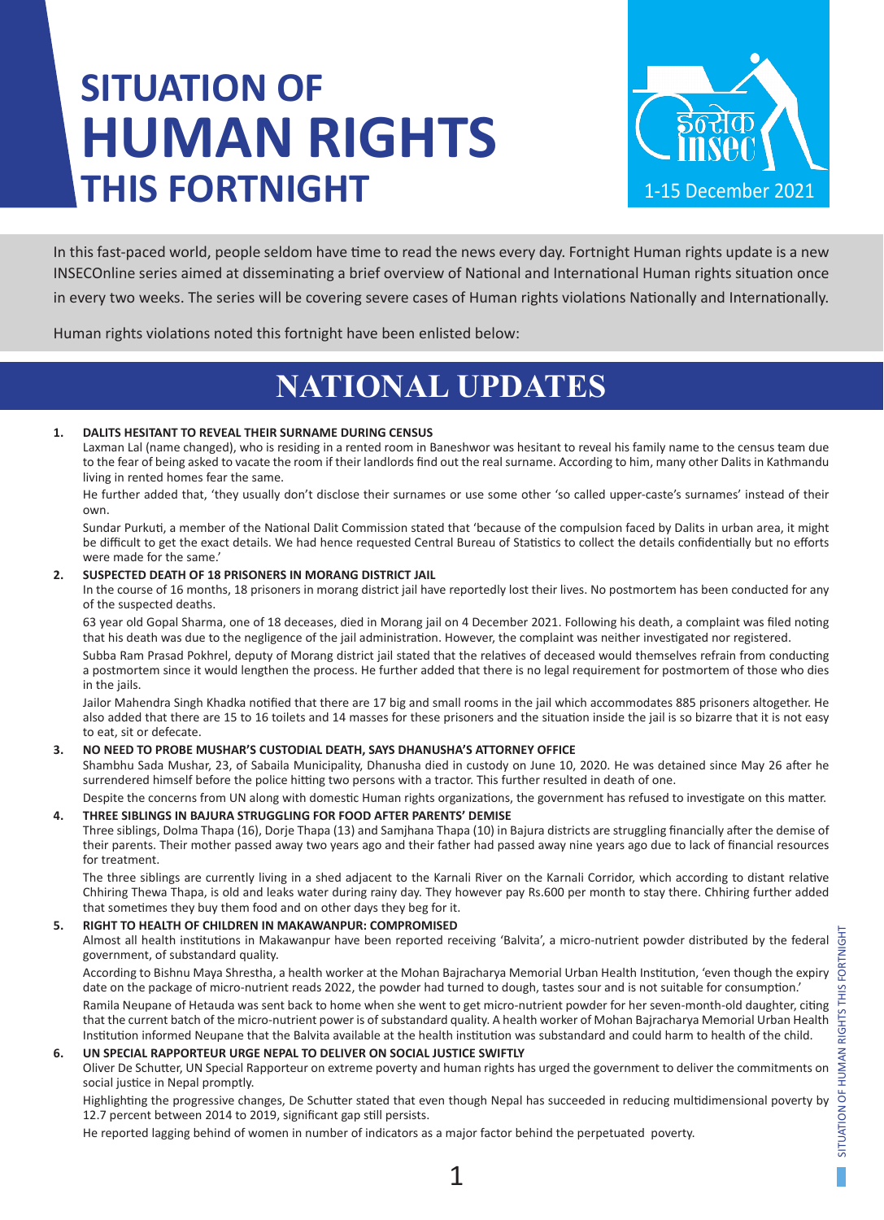# SITUATION OF HUMAN RIGHTS THIS FORTNIGHT

इन्सेक insec

1-15 December 2021

In this fast-paced world, people seldom have time to read the news every day. Fortnight Human rights update is a new INSECOnline series aimed at disseminating a brief overview of National and International Human rights situation once in every two weeks. The series will be covering severe cases of Human rights violations Nationally and Internationally.

Human rights violations noted this fortnight have been enlisted below:

## NATIONAL UPDATES

1. **DALITS HESITANT TO REVEAL THEIR SURNAME DURING CENSUS**

   Laxman Lal (name changed), who is residing in a rented room in Baneshwor was hesitant to reveal his family name to the census team due to the fear of being asked to vacate the room if their landlords find out the real surname. According to him, many other Dalits in Kathmandu living in rented homes fear the same.

   He further added that, 'they usually don't disclose their surnames or use some other 'so called upper-caste's surnames' instead of their own.

   Sundar Purkuti, a member of the National Dalit Commission stated that 'because of the compulsion faced by Dalits in urban area, it might be difficult to get the exact details. We had hence requested Central Bureau of Statistics to collect the details confidentially but no efforts were made for the same.'

2. **SUSPECTED DEATH OF 18 PRISONERS IN MORANG DISTRICT JAIL**

   In the course of 16 months, 18 prisoners in morang district jail have reportedly lost their lives. No postmortem has been conducted for any of the suspected deaths.

   63 year old Gopal Sharma, one of 18 deceases, died in Morang jail on 4 December 2021. Following his death, a complaint was filed noting that his death was due to the negligence of the jail administration. However, the complaint was neither investigated nor registered.

   Subba Ram Prasad Pokhrel, deputy of Morang district jail stated that the relatives of deceased would themselves refrain from conducting a postmortem since it would lengthen the process. He further added that there is no legal requirement for postmortem of those who dies in the jails.

   Jailor Mahendra Singh Khadka notified that there are 17 big and small rooms in the jail which accommodates 885 prisoners altogether. He also added that there are 15 to 16 toilets and 14 masses for these prisoners and the situation inside the jail is so bizarre that it is not easy to eat, sit or defecate.

3. **NO NEED TO PROBE MUSHAR'S CUSTODIAL DEATH, SAYS DHANUSHA'S ATTORNEY OFFICE**

   Shambhu Sada Mushar, 23, of Sabaila Municipality, Dhanusha died in custody on June 10, 2020. He was detained since May 26 after he surrendered himself before the police hitting two persons with a tractor. This further resulted in death of one.

   Despite the concerns from UN along with domestic Human rights organizations, the government has refused to investigate on this matter.

4. **THREE SIBLINGS IN BAJURA STRUGGLING FOR FOOD AFTER PARENTS' DEMISE**

   Three siblings, Dolma Thapa (16), Dorje Thapa (13) and Samjhana Thapa (10) in Bajura districts are struggling financially after the demise of their parents. Their mother passed away two years ago and their father had passed away nine years ago due to lack of financial resources for treatment.

   The three siblings are currently living in a shed adjacent to the Karnali River on the Karnali Corridor, which according to distant relative Chhiring Thewa Thapa, is old and leaks water during rainy day. They however pay Rs.600 per month to stay there. Chhiring further added that sometimes they buy them food and on other days they beg for it.

5. **RIGHT TO HEALTH OF CHILDREN IN MAKAWANPUR: COMPROMISED**

   Almost all health institutions in Makawanpur have been reported receiving 'Balvita', a micro-nutrient powder distributed by the federal government, of substandard quality.

   According to Bishnu Maya Shrestha, a health worker at the Mohan Bajracharya Memorial Urban Health Institution, 'even though the expiry date on the package of micro-nutrient reads 2022, the powder had turned to dough, tastes sour and is not suitable for consumption.'

   Ramila Neupane of Hetauda was sent back to home when she went to get micro-nutrient powder for her seven-month-old daughter, citing that the current batch of the micro-nutrient power is of substandard quality. A health worker of Mohan Bajracharya Memorial Urban Health Institution informed Neupane that the Balvita available at the health institution was substandard and could harm to health of the child.

6. **UN SPECIAL RAPPORTEUR URGE NEPAL TO DELIVER ON SOCIAL JUSTICE SWIFTLY**

   Oliver De Schutter, UN Special Rapporteur on extreme poverty and human rights has urged the government to deliver the commitments on social justice in Nepal promptly.

   Highlighting the progressive changes, De Schutter stated that even though Nepal has succeeded in reducing multidimensional poverty by 12.7 percent between 2014 to 2019, significant gap still persists.

   He reported lagging behind of women in number of indicators as a major factor behind the perpetuated poverty.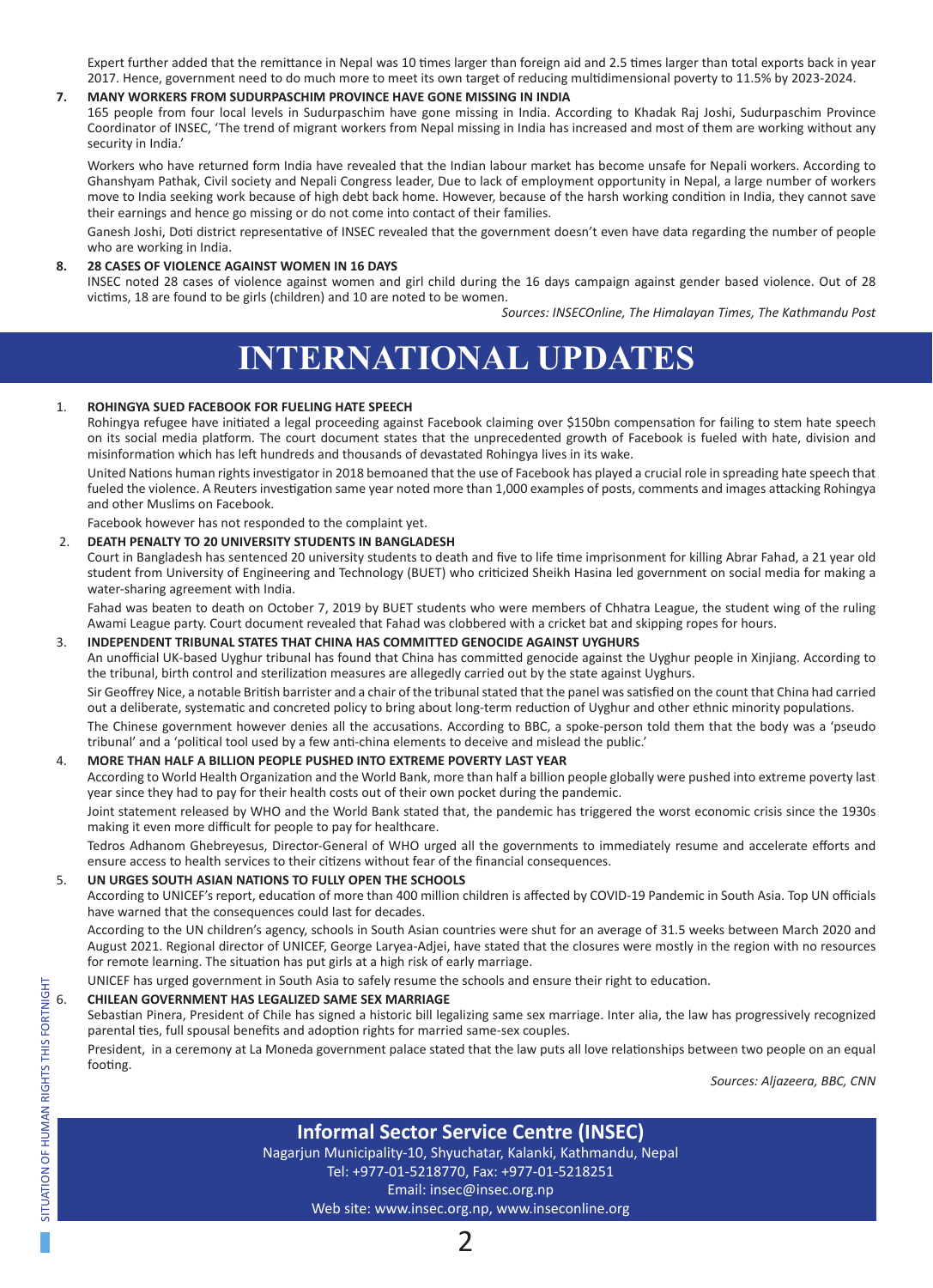Expert further added that the remittance in Nepal was 10 times larger than foreign aid and 2.5 times larger than total exports back in year 2017. Hence, government need to do much more to meet its own target of reducing multidimensional poverty to 11.5% by 2023-2024.

7. **MANY WORKERS FROM SUDURPASCHIM PROVINCE HAVE GONE MISSING IN INDIA**

   165 people from four local levels in Sudurpaschim have gone missing in India. According to Khadak Raj Joshi, Sudurpaschim Province Coordinator of INSEC, 'The trend of migrant workers from Nepal missing in India has increased and most of them are working without any security in India.'

   Workers who have returned form India have revealed that the Indian labour market has become unsafe for Nepali workers. According to Ghanshyam Pathak, Civil society and Nepali Congress leader, Due to lack of employment opportunity in Nepal, a large number of workers move to India seeking work because of high debt back home. However, because of the harsh working condition in India, they cannot save their earnings and hence go missing or do not come into contact of their families.

   Ganesh Joshi, Doti district representative of INSEC revealed that the government doesn't even have data regarding the number of people who are working in India.

8. **28 CASES OF VIOLENCE AGAINST WOMEN IN 16 DAYS**

   INSEC noted 28 cases of violence against women and girl child during the 16 days campaign against gender based violence. Out of 28 victims, 18 are found to be girls (children) and 10 are noted to be women.

*Sources: INSECOnline, The Himalayan Times, The Kathmandu Post*

# INTERNATIONAL UPDATES

1. **ROHINGYA SUED FACEBOOK FOR FUELING HATE SPEECH**

   Rohingya refugee have initiated a legal proceeding against Facebook claiming over $150bn compensation for failing to stem hate speech on its social media platform. The court document states that the unprecedented growth of Facebook is fueled with hate, division and misinformation which has left hundreds and thousands of devastated Rohingya lives in its wake.

   United Nations human rights investigator in 2018 bemoaned that the use of Facebook has played a crucial role in spreading hate speech that fueled the violence. A Reuters investigation same year noted more than 1,000 examples of posts, comments and images attacking Rohingya and other Muslims on Facebook.

   Facebook however has not responded to the complaint yet.

2. **DEATH PENALTY TO 20 UNIVERSITY STUDENTS IN BANGLADESH**

   Court in Bangladesh has sentenced 20 university students to death and five to life time imprisonment for killing Abrar Fahad, a 21 year old student from University of Engineering and Technology (BUET) who criticized Sheikh Hasina led government on social media for making a water-sharing agreement with India.

   Fahad was beaten to death on October 7, 2019 by BUET students who were members of Chhatra League, the student wing of the ruling Awami League party. Court document revealed that Fahad was clobbered with a cricket bat and skipping ropes for hours.

3. **INDEPENDENT TRIBUNAL STATES THAT CHINA HAS COMMITTED GENOCIDE AGAINST UYGHURS**

   An unofficial UK-based Uyghur tribunal has found that China has committed genocide against the Uyghur people in Xinjiang. According to the tribunal, birth control and sterilization measures are allegedly carried out by the state against Uyghurs.

   Sir Geoffrey Nice, a notable British barrister and a chair of the tribunal stated that the panel was satisfied on the count that China had carried out a deliberate, systematic and concreted policy to bring about long-term reduction of Uyghur and other ethnic minority populations.

   The Chinese government however denies all the accusations. According to BBC, a spoke-person told them that the body was a 'pseudo tribunal' and a 'political tool used by a few anti-china elements to deceive and mislead the public.'

4. **MORE THAN HALF A BILLION PEOPLE PUSHED INTO EXTREME POVERTY LAST YEAR**

   According to World Health Organization and the World Bank, more than half a billion people globally were pushed into extreme poverty last year since they had to pay for their health costs out of their own pocket during the pandemic.

   Joint statement released by WHO and the World Bank stated that, the pandemic has triggered the worst economic crisis since the 1930s making it even more difficult for people to pay for healthcare.

   Tedros Adhanom Ghebreyesus, Director-General of WHO urged all the governments to immediately resume and accelerate efforts and ensure access to health services to their citizens without fear of the financial consequences.

5. **UN URGES SOUTH ASIAN NATIONS TO FULLY OPEN THE SCHOOLS**

   According to UNICEF's report, education of more than 400 million children is affected by COVID-19 Pandemic in South Asia. Top UN officials have warned that the consequences could last for decades.

   According to the UN children's agency, schools in South Asian countries were shut for an average of 31.5 weeks between March 2020 and August 2021. Regional director of UNICEF, George Laryea-Adjei, have stated that the closures were mostly in the region with no resources for remote learning. The situation has put girls at a high risk of early marriage.

   UNICEF has urged government in South Asia to safely resume the schools and ensure their right to education.

6. **CHILEAN GOVERNMENT HAS LEGALIZED SAME SEX MARRIAGE**

   Sebastian Pinera, President of Chile has signed a historic bill legalizing same sex marriage. Inter alia, the law has progressively recognized parental ties, full spousal benefits and adoption rights for married same-sex couples.

   President, in a ceremony at La Moneda government palace stated that the law puts all love relationships between two people on an equal footing.

*Sources: Aljazeera, BBC, CNN*

**Informal Sector Service Centre (INSEC)**
Nagarjun Municipality-10, Shyuchatar, Kalanki, Kathmandu, Nepal
Tel: +977-01-5218770, Fax: +977-01-5218251
Email: insec@insec.org.np
Web site: www.insec.org.np, www.inseconline.org